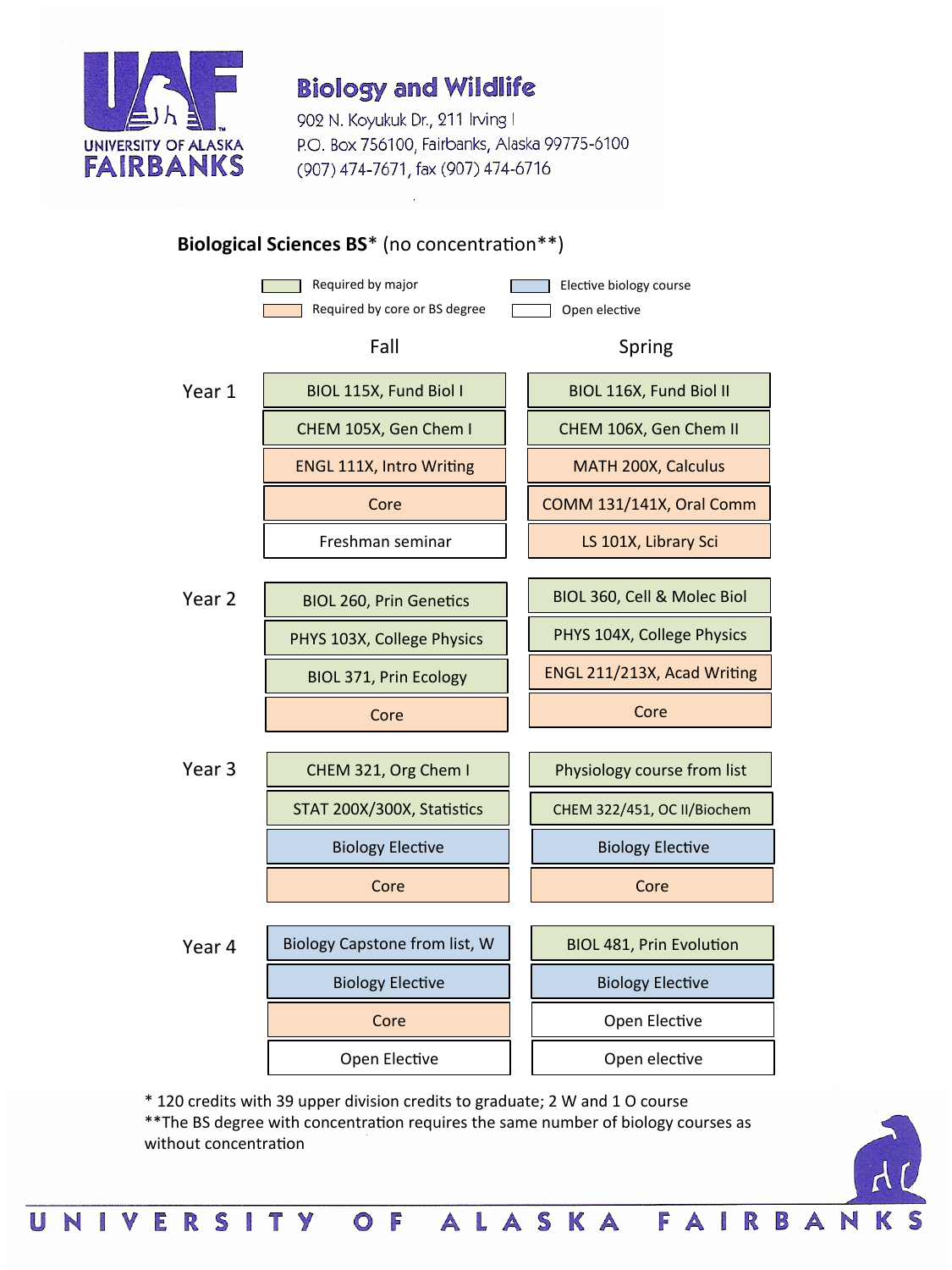# Biology and Wildlife

902 N. Koyukuk Dr., 211 Irving I
P.O. Box 756100, Fairbanks, Alaska 99775-6100
(907) 474-7671, fax (907) 474-6716

## Biological Sciences BS* (no concentration**)

Legend:
- Required by major
- Required by core or BS degree
- Elective biology course
- Open elective

| | Fall | Spring |
|---|---|---|
| Year 1 | BIOL 115X, Fund Biol I | BIOL 116X, Fund Biol II |
| | CHEM 105X, Gen Chem I | CHEM 106X, Gen Chem II |
| | ENGL 111X, Intro Writing | MATH 200X, Calculus |
| | Core | COMM 131/141X, Oral Comm |
| | Freshman seminar | LS 101X, Library Sci |
| Year 2 | BIOL 260, Prin Genetics | BIOL 360, Cell & Molec Biol |
| | PHYS 103X, College Physics | PHYS 104X, College Physics |
| | BIOL 371, Prin Ecology | ENGL 211/213X, Acad Writing |
| | Core | Core |
| Year 3 | CHEM 321, Org Chem I | Physiology course from list |
| | STAT 200X/300X, Statistics | CHEM 322/451, OC II/Biochem |
| | Biology Elective | Biology Elective |
| | Core | Core |
| Year 4 | Biology Capstone from list, W | BIOL 481, Prin Evolution |
| | Biology Elective | Biology Elective |
| | Core | Open Elective |
| | Open Elective | Open elective |

\* 120 credits with 39 upper division credits to graduate; 2 W and 1 O course
**The BS degree with concentration requires the same number of biology courses as without concentration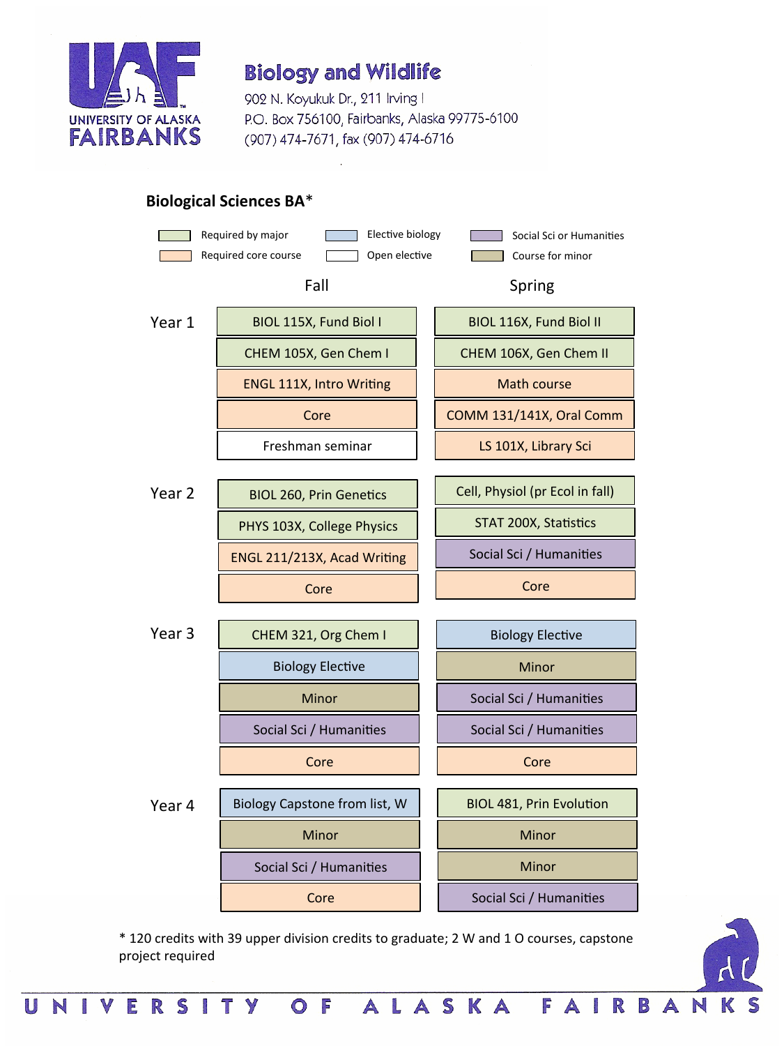# Biology and Wildlife

902 N. Koyukuk Dr., 211 Irving I
P.O. Box 756100, Fairbanks, Alaska 99775-6100
(907) 474-7671, fax (907) 474-6716

## Biological Sciences BA*

Legend: Required by major; Elective biology; Social Sci or Humanities; Required core course; Open elective; Course for minor

| | Fall | Spring |
|---|---|---|
| Year 1 | BIOL 115X, Fund Biol I | BIOL 116X, Fund Biol II |
| | CHEM 105X, Gen Chem I | CHEM 106X, Gen Chem II |
| | ENGL 111X, Intro Writing | Math course |
| | Core | COMM 131/141X, Oral Comm |
| | Freshman seminar | LS 101X, Library Sci |
| Year 2 | BIOL 260, Prin Genetics | Cell, Physiol (pr Ecol in fall) |
| | PHYS 103X, College Physics | STAT 200X, Statistics |
| | ENGL 211/213X, Acad Writing | Social Sci / Humanities |
| | Core | Core |
| Year 3 | CHEM 321, Org Chem I | Biology Elective |
| | Biology Elective | Minor |
| | Minor | Social Sci / Humanities |
| | Social Sci / Humanities | Social Sci / Humanities |
| | Core | Core |
| Year 4 | Biology Capstone from list, W | BIOL 481, Prin Evolution |
| | Minor | Minor |
| | Social Sci / Humanities | Minor |
| | Core | Social Sci / Humanities |

* 120 credits with 39 upper division credits to graduate; 2 W and 1 O courses, capstone project required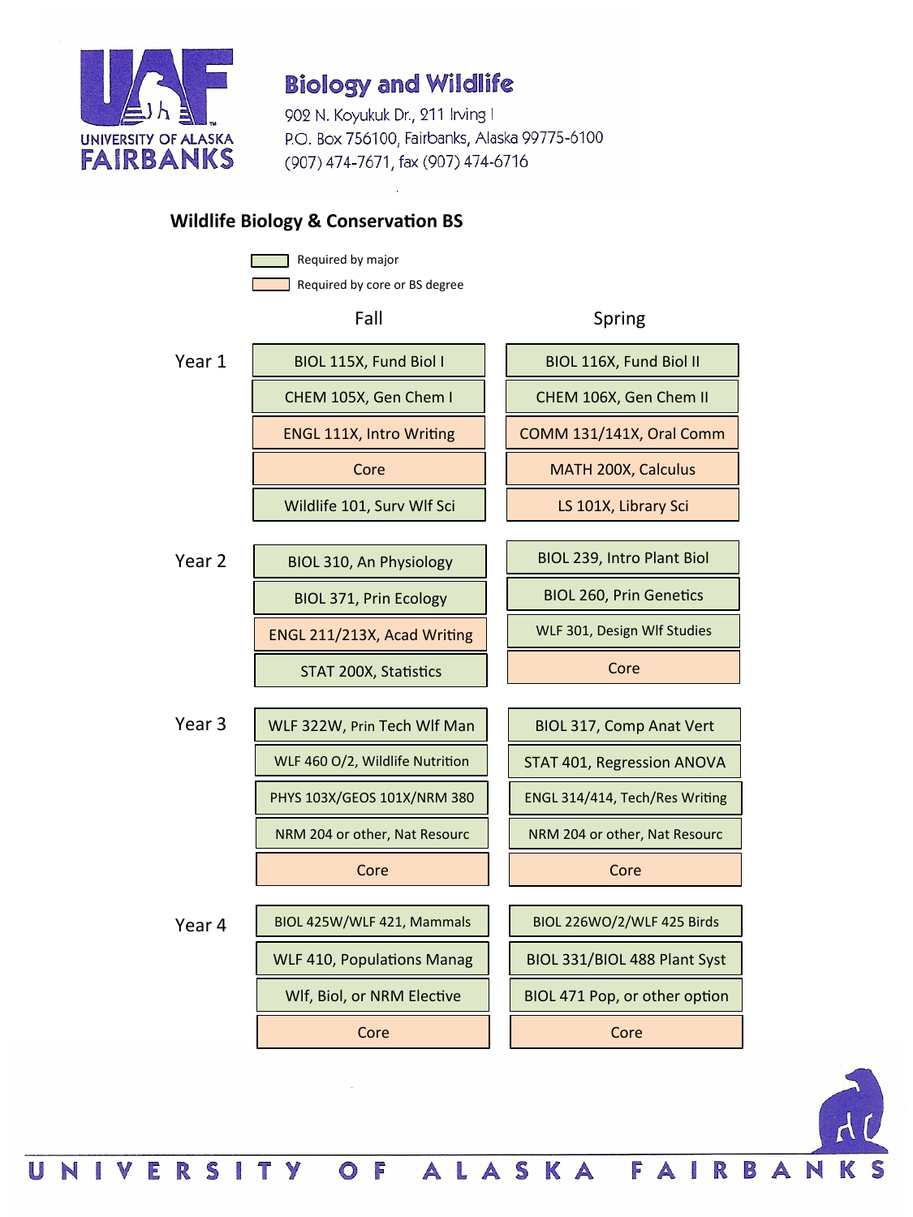**Biology and Wildlife**
902 N. Koyukuk Dr., 211 Irving I
P.O. Box 756100, Fairbanks, Alaska 99775-6100
(907) 474-7671, fax (907) 474-6716

## Wildlife Biology & Conservation BS

- Required by major
- Required by core or BS degree

| | Fall | Spring |
|---|---|---|
| Year 1 | BIOL 115X, Fund Biol I | BIOL 116X, Fund Biol II |
| | CHEM 105X, Gen Chem I | CHEM 106X, Gen Chem II |
| | ENGL 111X, Intro Writing | COMM 131/141X, Oral Comm |
| | Core | MATH 200X, Calculus |
| | Wildlife 101, Surv Wlf Sci | LS 101X, Library Sci |
| Year 2 | BIOL 310, An Physiology | BIOL 239, Intro Plant Biol |
| | BIOL 371, Prin Ecology | BIOL 260, Prin Genetics |
| | ENGL 211/213X, Acad Writing | WLF 301, Design Wlf Studies |
| | STAT 200X, Statistics | Core |
| Year 3 | WLF 322W, Prin Tech Wlf Man | BIOL 317, Comp Anat Vert |
| | WLF 460 O/2, Wildlife Nutrition | STAT 401, Regression ANOVA |
| | PHYS 103X/GEOS 101X/NRM 380 | ENGL 314/414, Tech/Res Writing |
| | NRM 204 or other, Nat Resourc | NRM 204 or other, Nat Resourc |
| | Core | Core |
| Year 4 | BIOL 425W/WLF 421, Mammals | BIOL 226WO/2/WLF 425 Birds |
| | WLF 410, Populations Manag | BIOL 331/BIOL 488 Plant Syst |
| | Wlf, Biol, or NRM Elective | BIOL 471 Pop, or other option |
| | Core | Core |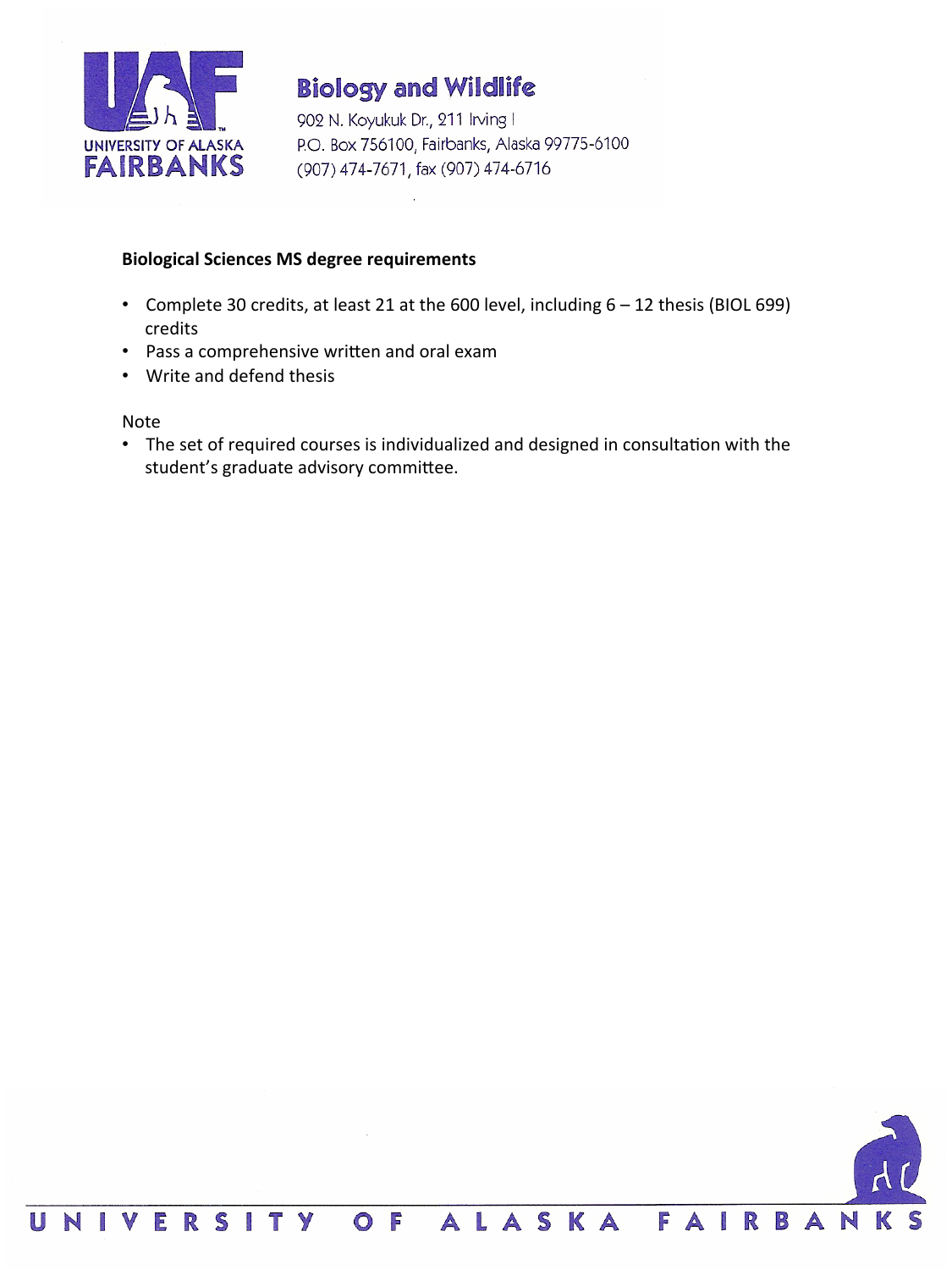**Biology and Wildlife**

902 N. Koyukuk Dr., 211 Irving I
P.O. Box 756100, Fairbanks, Alaska 99775-6100
(907) 474-7671, fax (907) 474-6716

## Biological Sciences MS degree requirements

- Complete 30 credits, at least 21 at the 600 level, including 6 – 12 thesis (BIOL 699) credits
- Pass a comprehensive written and oral exam
- Write and defend thesis

Note

- The set of required courses is individualized and designed in consultation with the student's graduate advisory committee.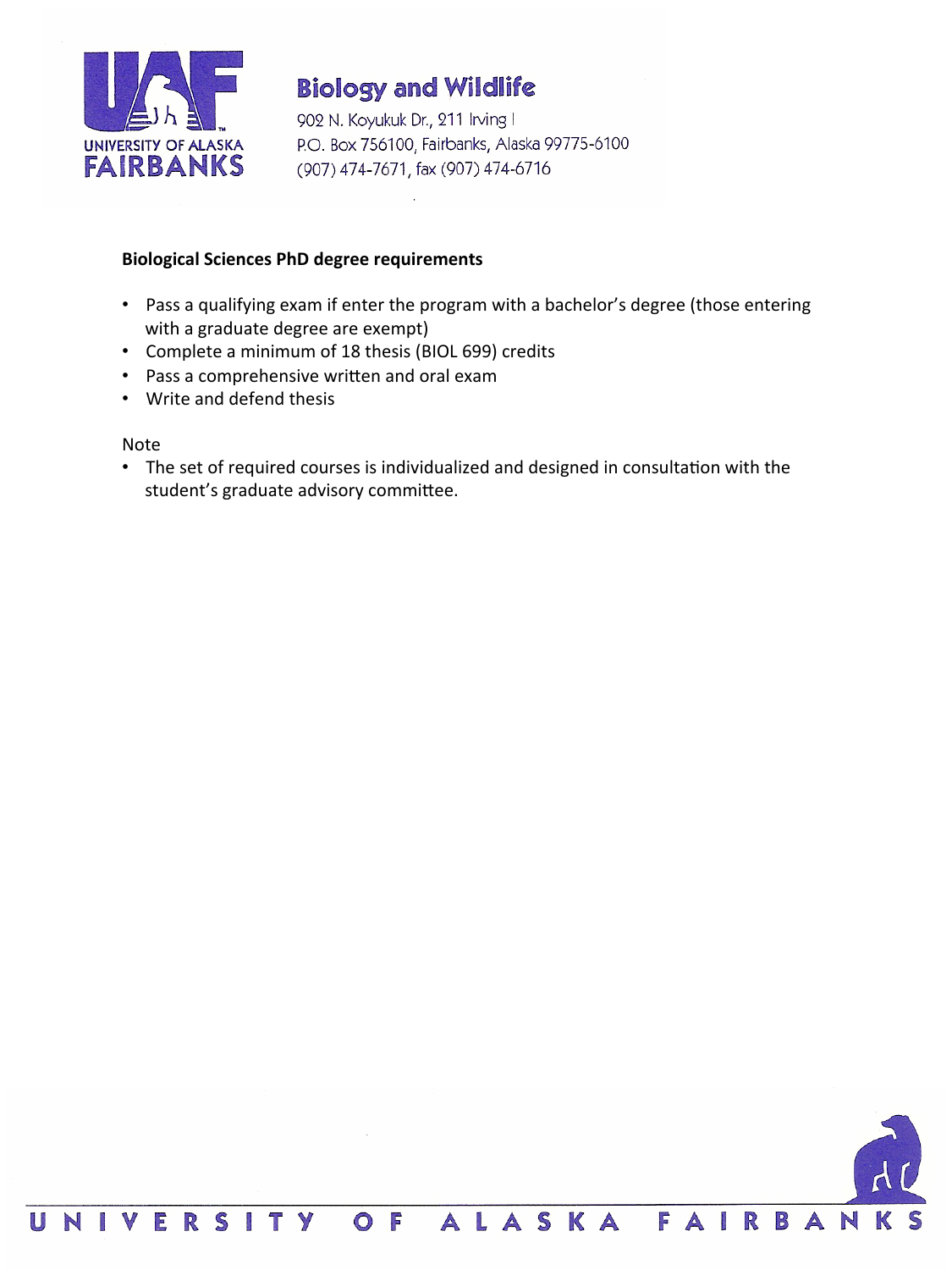**Biology and Wildlife**

902 N. Koyukuk Dr., 211 Irving I
P.O. Box 756100, Fairbanks, Alaska 99775-6100
(907) 474-7671, fax (907) 474-6716

**Biological Sciences PhD degree requirements**

- Pass a qualifying exam if enter the program with a bachelor's degree (those entering with a graduate degree are exempt)
- Complete a minimum of 18 thesis (BIOL 699) credits
- Pass a comprehensive written and oral exam
- Write and defend thesis

Note

- The set of required courses is individualized and designed in consultation with the student's graduate advisory committee.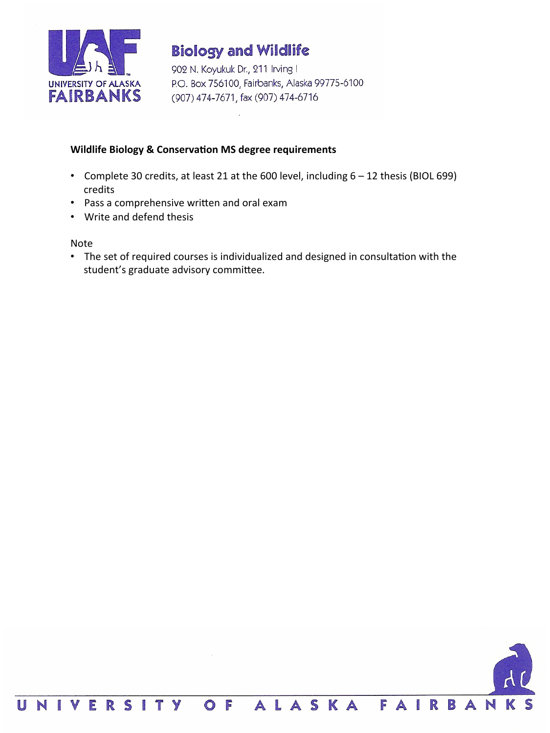**Biology and Wildlife**

902 N. Koyukuk Dr., 211 Irving I
P.O. Box 756100, Fairbanks, Alaska 99775-6100
(907) 474-7671, fax (907) 474-6716

**Wildlife Biology & Conservation MS degree requirements**

- Complete 30 credits, at least 21 at the 600 level, including 6 – 12 thesis (BIOL 699) credits
- Pass a comprehensive written and oral exam
- Write and defend thesis

Note

- The set of required courses is individualized and designed in consultation with the student's graduate advisory committee.